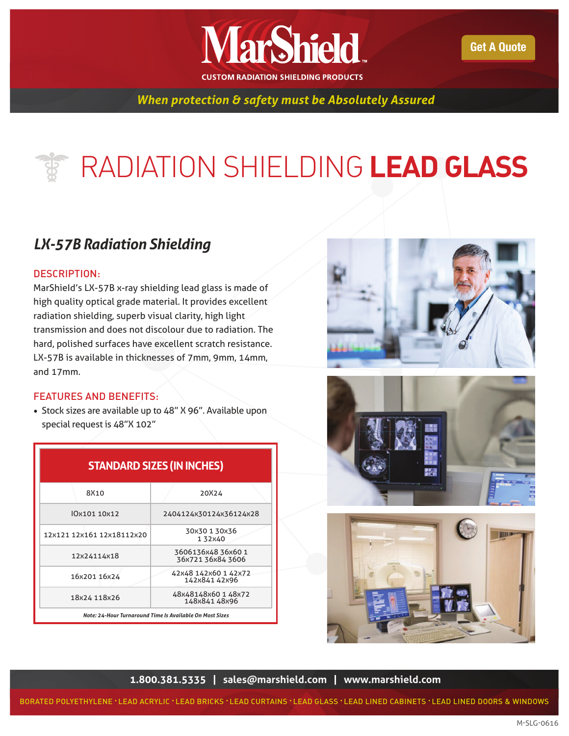# MarShield

CUSTOM RADIATION SHIELDING PRODUCTS

Get A Quote

*When protection & safety must be Absolutely Assured*

# RADIATION SHIELDING **LEAD GLASS**

## *LX-57B Radiation Shielding*

### DESCRIPTION:

MarShield's LX-57B x-ray shielding lead glass is made of high quality optical grade material. It provides excellent radiation shielding, superb visual clarity, high light transmission and does not discolour due to radiation. The hard, polished surfaces have excellent scratch resistance. LX-57B is available in thicknesses of 7mm, 9mm, 14mm, and 17mm.

### FEATURES AND BENEFITS:

- Stock sizes are available up to 48" X 96". Available upon special request is 48"X 102"

| STANDARD SIZES (IN INCHES) | |
|---|---|
| 8X10 | 20X24 |
| lOx101 10x12 | 2404124x30124x36124x28 |
| 12x121 12x161 12x18112x20 | 30x30 1 30x36 1 32x40 |
| 12x24114x18 | 3606136x48 36x60 1 36x721 36x84 3606 |
| 16x201 16x24 | 42x48 142x60 1 42x72 142x841 42x96 |
| 18x24 118x26 | 48x48148x60 1 48x72 148x841 48x96 |

*Note: 24-Hour Turnaround Time Is Available On Most Sizes*

1.800.381.5335 | sales@marshield.com | www.marshield.com

BORATED POLYETHYLENE · LEAD ACRYLIC · LEAD BRICKS · LEAD CURTAINS · LEAD GLASS · LEAD LINED CABINETS · LEAD LINED DOORS & WINDOWS

M-SLG-0616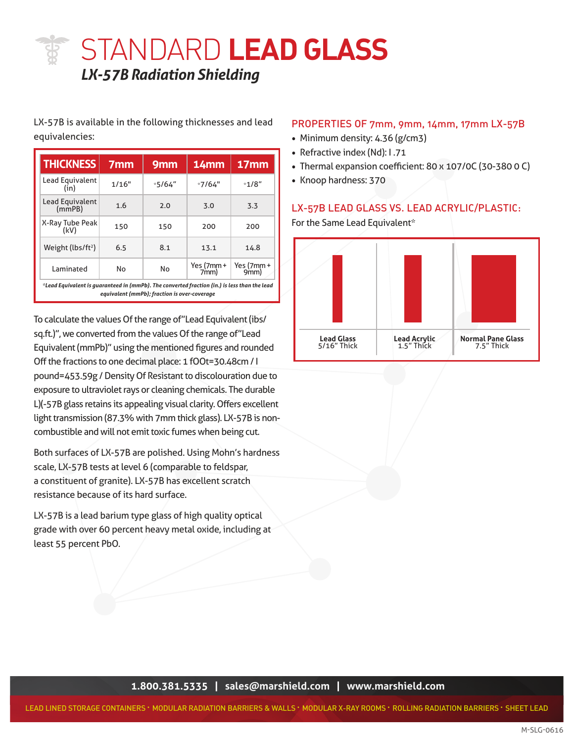# STANDARD **LEAD GLASS**

## *LX-57B Radiation Shielding*

LX-57B is available in the following thicknesses and lead equivalencies:

| THICKNESS | 7mm | 9mm | 14mm | 17mm |
|---|---|---|---|---|
| Lead Equivalent (in) | 1/16" | *5/64" | *7/64" | *1/8" |
| Lead Equivalent (mmPB) | 1.6 | 2.0 | 3.0 | 3.3 |
| X-Ray Tube Peak (kV) | 150 | 150 | 200 | 200 |
| Weight (lbs/ft²) | 6.5 | 8.1 | 13.1 | 14.8 |
| Laminated | No | No | Yes (7mm + 7mm) | Yes (7mm + 9mm) |

*\*Lead Equivalent is guaranteed in (mmPb). The converted fraction (in.) is less than the lead equivalent (mmPb); fraction is over-coverage*

To calculate the values Of the range of"Lead Equivalent (ibs/ sq.ft.)", we converted from the values Of the range of"Lead Equivalent (mmPb)" using the mentioned figures and rounded Off the fractions to one decimal place: 1 fOOt=30.48cm / I pound=453.59g / Density Of Resistant to discolouration due to exposure to ultraviolet rays or cleaning chemicals. The durable L)(-57B glass retains its appealing visual clarity. Offers excellent light transmission (87.3% with 7mm thick glass). LX-57B is non-combustible and will not emit toxic fumes when being cut.

Both surfaces of LX-57B are polished. Using Mohn's hardness scale, LX-57B tests at level 6 (comparable to feldspar, a constituent of granite). LX-57B has excellent scratch resistance because of its hard surface.

LX-57B is a lead barium type glass of high quality optical grade with over 60 percent heavy metal oxide, including at least 55 percent PbO.

### PROPERTIES OF 7mm, 9mm, 14mm, 17mm LX-57B

- Minimum density: 4.36 (g/cm3)
- Refractive index (Nd): I .71
- Thermal expansion coefficient: 80 x 107/0C (30-380 0 C)
- Knoop hardness: 370

### LX-57B LEAD GLASS VS. LEAD ACRYLIC/PLASTIC:

For the Same Lead Equivalent*

| **Lead Glass** 5/16" Thick | **Lead Acrylic** 1.5" Thick | **Normal Pane Glass** 7.5" Thick |
|---|---|---|

**1.800.381.5335 | sales@marshield.com | www.marshield.com**

LEAD LINED STORAGE CONTAINERS · MODULAR RADIATION BARRIERS & WALLS · MODULAR X-RAY ROOMS · ROLLING RADIATION BARRIERS · SHEET LEAD

M-SLG-0616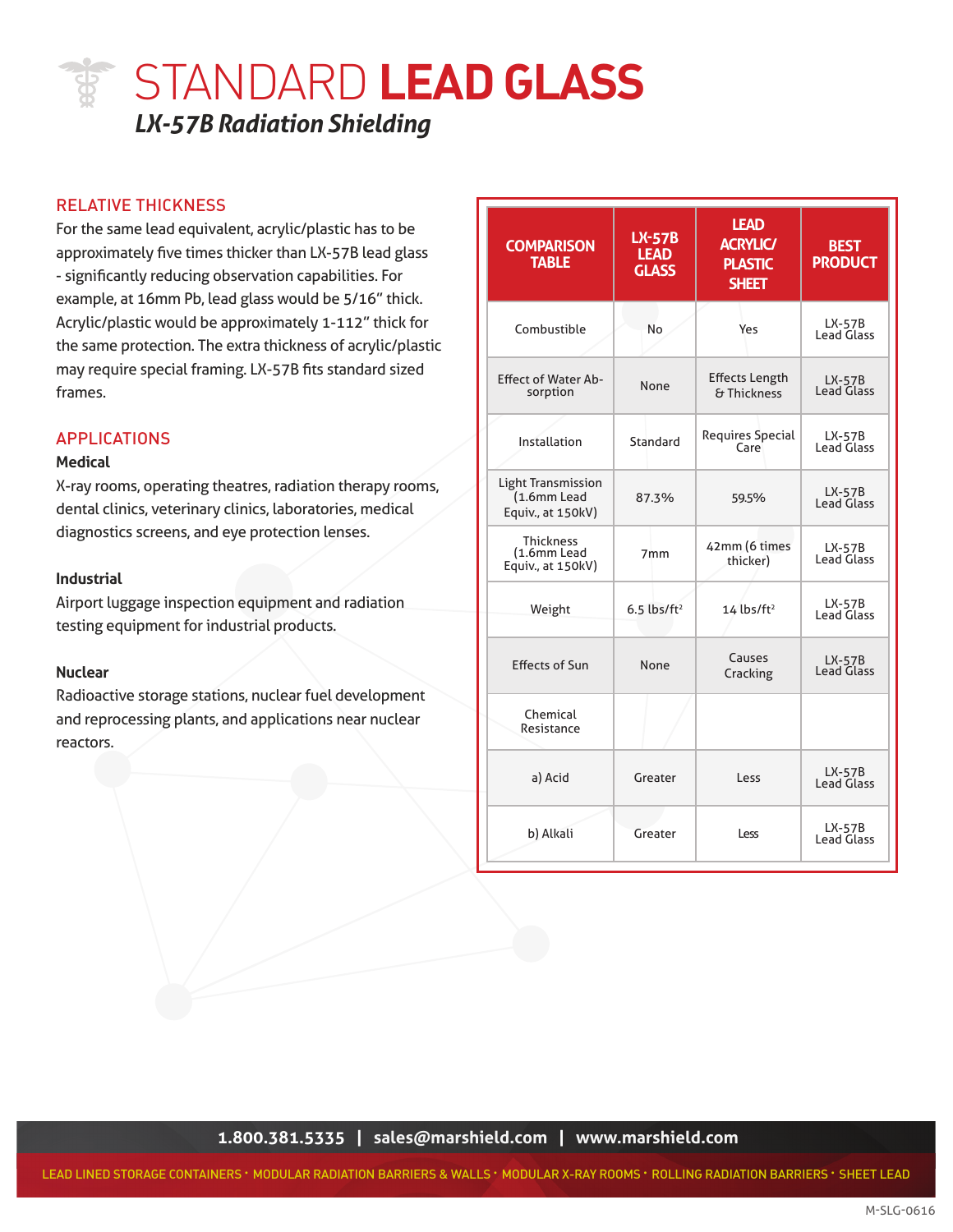# STANDARD **LEAD GLASS**

## *LX-57B Radiation Shielding*

### RELATIVE THICKNESS

For the same lead equivalent, acrylic/plastic has to be approximately five times thicker than LX-57B lead glass - significantly reducing observation capabilities. For example, at 16mm Pb, lead glass would be 5/16" thick. Acrylic/plastic would be approximately 1-112" thick for the same protection. The extra thickness of acrylic/plastic may require special framing. LX-57B fits standard sized frames.

### APPLICATIONS

**Medical**

X-ray rooms, operating theatres, radiation therapy rooms, dental clinics, veterinary clinics, laboratories, medical diagnostics screens, and eye protection lenses.

**Industrial**

Airport luggage inspection equipment and radiation testing equipment for industrial products.

**Nuclear**

Radioactive storage stations, nuclear fuel development and reprocessing plants, and applications near nuclear reactors.

| COMPARISON TABLE | LX-57B LEAD GLASS | LEAD ACRYLIC/ PLASTIC SHEET | BEST PRODUCT |
|---|---|---|---|
| Combustible | No | Yes | LX-57B Lead Glass |
| Effect of Water Absorption | None | Effects Length & Thickness | LX-57B Lead Glass |
| Installation | Standard | Requires Special Care | LX-57B Lead Glass |
| Light Transmission (1.6mm Lead Equiv., at 150kV) | 87.3% | 59.5% | LX-57B Lead Glass |
| Thickness (1.6mm Lead Equiv., at 150kV) | 7mm | 42mm (6 times thicker) | LX-57B Lead Glass |
| Weight | 6.5 lbs/ft² | 14 lbs/ft² | LX-57B Lead Glass |
| Effects of Sun | None | Causes Cracking | LX-57B Lead Glass |
| Chemical Resistance | | | |
| a) Acid | Greater | Less | LX-57B Lead Glass |
| b) Alkali | Greater | Less | LX-57B Lead Glass |

**1.800.381.5335 | sales@marshield.com | www.marshield.com**

LEAD LINED STORAGE CONTAINERS · MODULAR RADIATION BARRIERS & WALLS · MODULAR X-RAY ROOMS · ROLLING RADIATION BARRIERS · SHEET LEAD

M-SLG-0616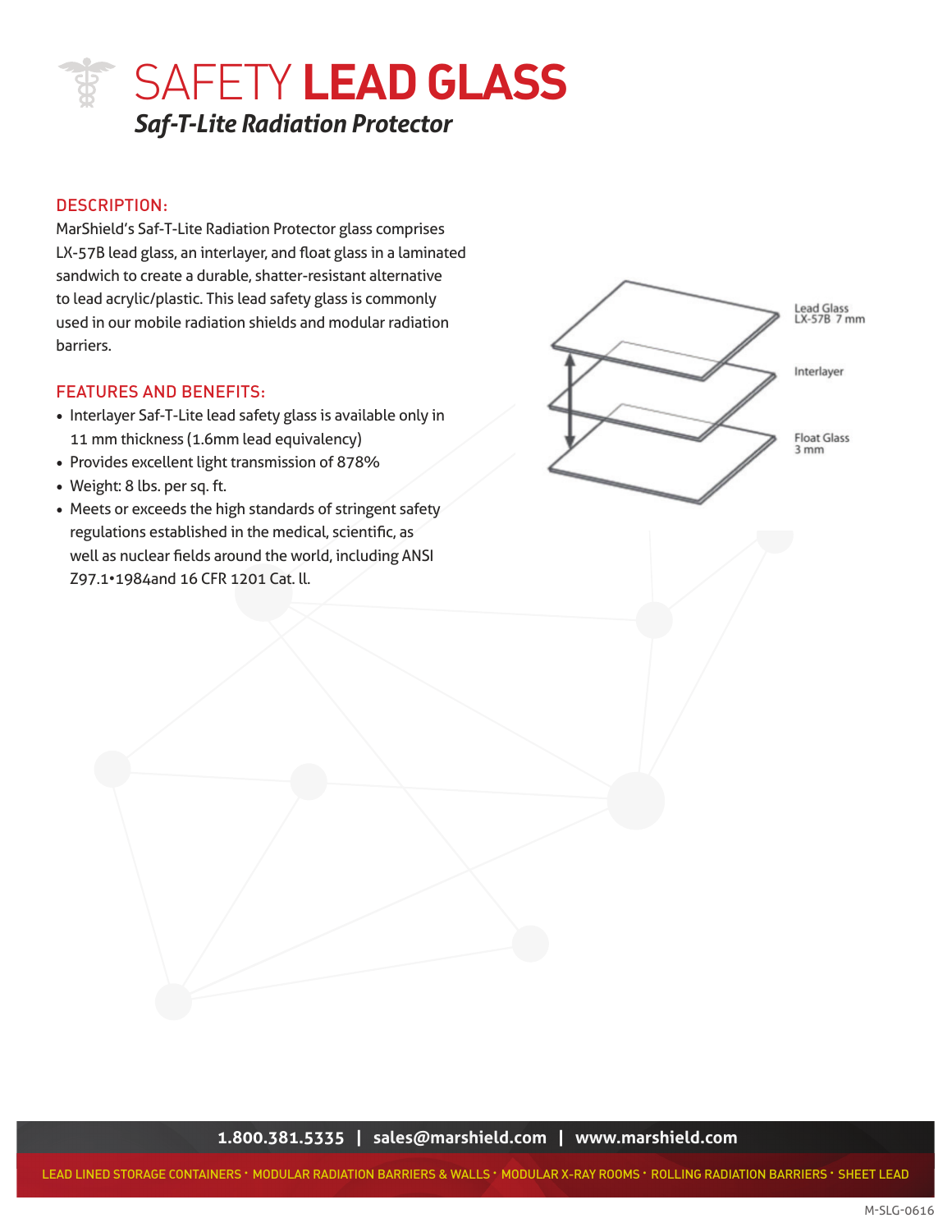# SAFETY **LEAD GLASS**

## *Saf-T-Lite Radiation Protector*

### DESCRIPTION:

MarShield's Saf-T-Lite Radiation Protector glass comprises LX-57B lead glass, an interlayer, and float glass in a laminated sandwich to create a durable, shatter-resistant alternative to lead acrylic/plastic. This lead safety glass is commonly used in our mobile radiation shields and modular radiation barriers.

Lead Glass LX-57B 7 mm

Interlayer

Float Glass 3 mm

### FEATURES AND BENEFITS:

- Interlayer Saf-T-Lite lead safety glass is available only in 11 mm thickness (1.6mm lead equivalency)
- Provides excellent light transmission of 878%
- Weight: 8 lbs. per sq. ft.
- Meets or exceeds the high standards of stringent safety regulations established in the medical, scientific, as well as nuclear fields around the world, including ANSI Z97.1•1984and 16 CFR 1201 Cat. ll.

**1.800.381.5335 | sales@marshield.com | www.marshield.com**

LEAD LINED STORAGE CONTAINERS • MODULAR RADIATION BARRIERS & WALLS • MODULAR X-RAY ROOMS • ROLLING RADIATION BARRIERS • SHEET LEAD

M-SLG-0616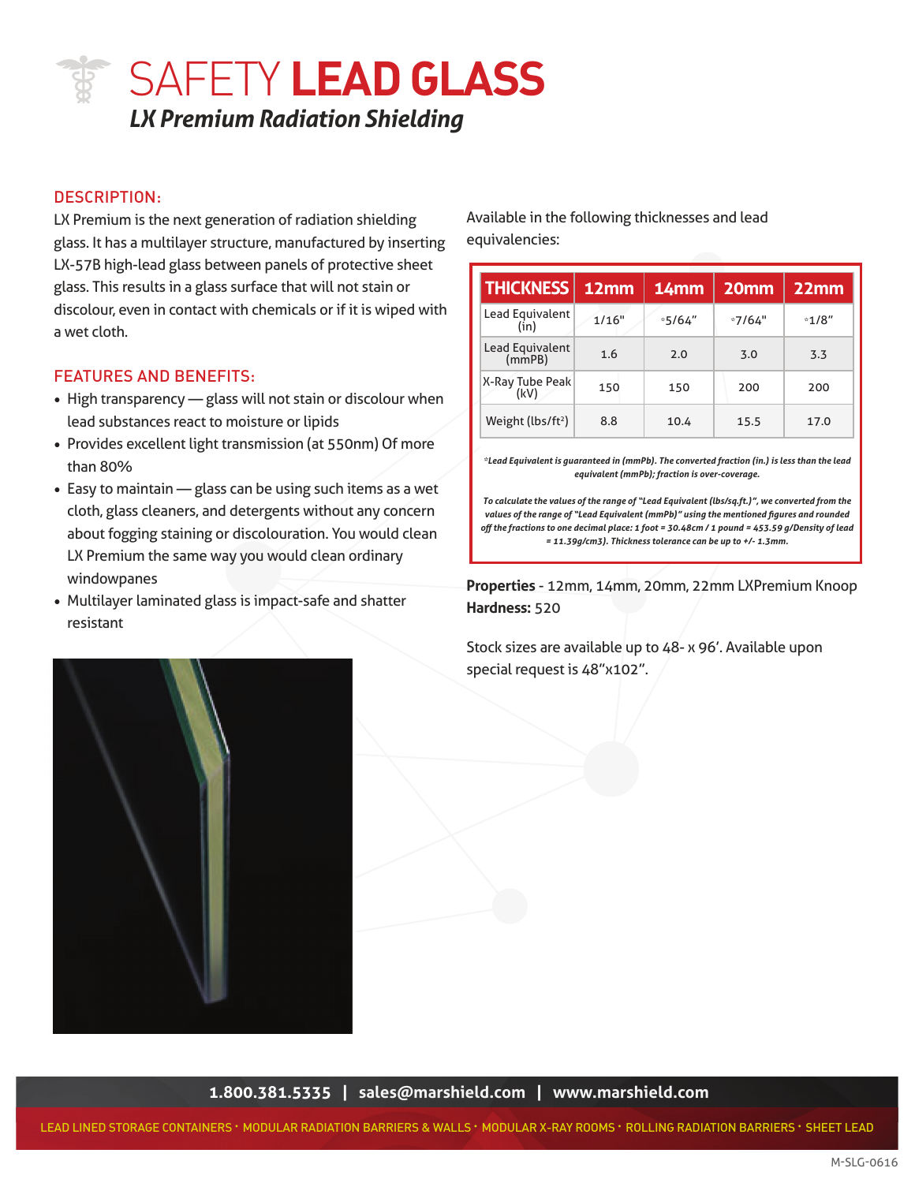# SAFETY **LEAD GLASS**

## *LX Premium Radiation Shielding*

### DESCRIPTION:

LX Premium is the next generation of radiation shielding glass. It has a multilayer structure, manufactured by inserting LX-57B high-lead glass between panels of protective sheet glass. This results in a glass surface that will not stain or discolour, even in contact with chemicals or if it is wiped with a wet cloth.

### FEATURES AND BENEFITS:

- High transparency — glass will not stain or discolour when lead substances react to moisture or lipids
- Provides excellent light transmission (at 550nm) Of more than 80%
- Easy to maintain — glass can be using such items as a wet cloth, glass cleaners, and detergents without any concern about fogging staining or discolouration. You would clean LX Premium the same way you would clean ordinary windowpanes
- Multilayer laminated glass is impact-safe and shatter resistant

Available in the following thicknesses and lead equivalencies:

| THICKNESS | 12mm | 14mm | 20mm | 22mm |
|---|---|---|---|---|
| Lead Equivalent (in) | 1/16" | *5/64" | *7/64" | *1/8" |
| Lead Equivalent (mmPB) | 1.6 | 2.0 | 3.0 | 3.3 |
| X-Ray Tube Peak (kV) | 150 | 150 | 200 | 200 |
| Weight (lbs/ft²) | 8.8 | 10.4 | 15.5 | 17.0 |

*\*Lead Equivalent is guaranteed in (mmPb). The converted fraction (in.) is less than the lead equivalent (mmPb); fraction is over-coverage.*

*To calculate the values of the range of "Lead Equivalent (lbs/sq.ft.)", we converted from the values of the range of "Lead Equivalent (mmPb)" using the mentioned figures and rounded off the fractions to one decimal place: 1 foot = 30.48cm / 1 pound = 453.59 g/Density of lead = 11.39g/cm3). Thickness tolerance can be up to +/- 1.3mm.*

**Properties** - 12mm, 14mm, 20mm, 22mm LXPremium Knoop **Hardness:** 520

Stock sizes are available up to 48- x 96'. Available upon special request is 48"x102".

1.800.381.5335 | sales@marshield.com | www.marshield.com

LEAD LINED STORAGE CONTAINERS · MODULAR RADIATION BARRIERS & WALLS · MODULAR X-RAY ROOMS · ROLLING RADIATION BARRIERS · SHEET LEAD

M-SLG-0616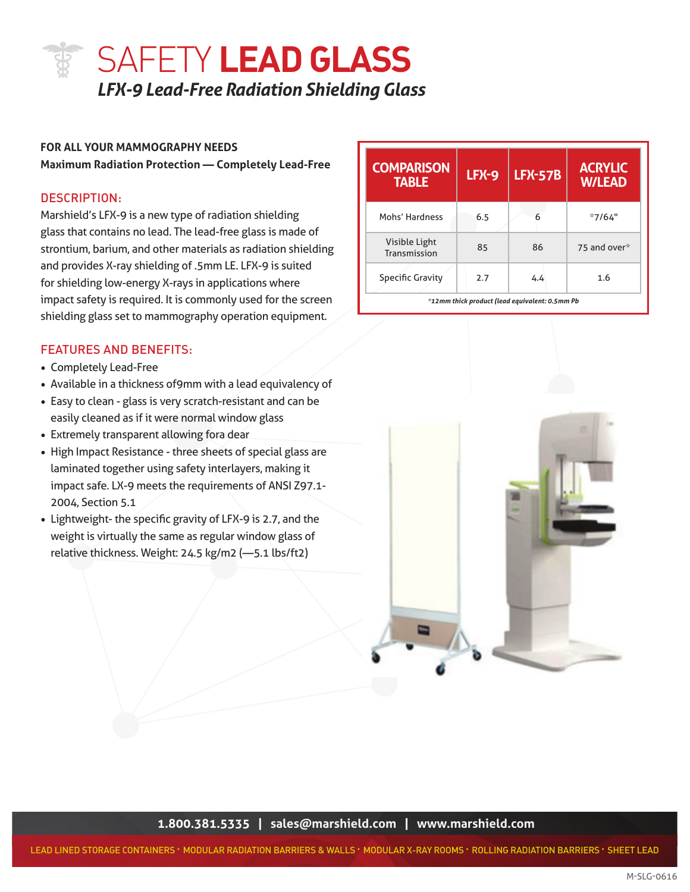# SAFETY **LEAD GLASS**

## *LFX-9 Lead-Free Radiation Shielding Glass*

**FOR ALL YOUR MAMMOGRAPHY NEEDS**
**Maximum Radiation Protection — Completely Lead-Free**

### DESCRIPTION:

Marshield's LFX-9 is a new type of radiation shielding glass that contains no lead. The lead-free glass is made of strontium, barium, and other materials as radiation shielding and provides X-ray shielding of .5mm LE. LFX-9 is suited for shielding low-energy X-rays in applications where impact safety is required. It is commonly used for the screen shielding glass set to mammography operation equipment.

### FEATURES AND BENEFITS:

- Completely Lead-Free
- Available in a thickness of9mm with a lead equivalency of
- Easy to clean - glass is very scratch-resistant and can be easily cleaned as if it were normal window glass
- Extremely transparent allowing fora dear
- High Impact Resistance - three sheets of special glass are laminated together using safety interlayers, making it impact safe. LX-9 meets the requirements of ANSI Z97.1-2004, Section 5.1
- Lightweight- the specific gravity of LFX-9 is 2.7, and the weight is virtually the same as regular window glass of relative thickness. Weight: 24.5 kg/m2 (—5.1 lbs/ft2)

| COMPARISON TABLE | LFX-9 | LFX-57B | ACRYLIC W/LEAD |
|---|---|---|---|
| Mohs' Hardness | 6.5 | 6 | *7/64" |
| Visible Light Transmission | 85 | 86 | 75 and over* |
| Specific Gravity | 2.7 | 4.4 | 1.6 |

*\*12mm thick product (lead equivalent: 0.5mm Pb*

**1.800.381.5335 | sales@marshield.com | www.marshield.com**

LEAD LINED STORAGE CONTAINERS · MODULAR RADIATION BARRIERS & WALLS · MODULAR X-RAY ROOMS · ROLLING RADIATION BARRIERS · SHEET LEAD

M-SLG-0616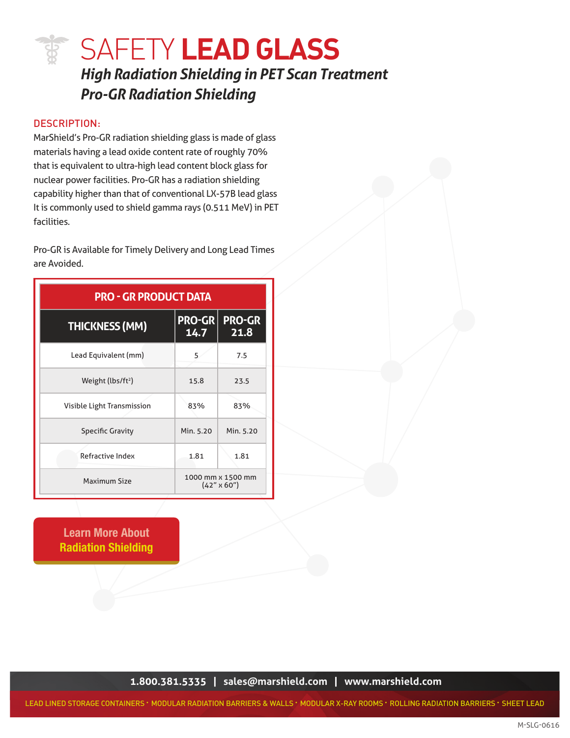# SAFETY **LEAD GLASS**

## *High Radiation Shielding in PET Scan Treatment*
## *Pro-GR Radiation Shielding*

### DESCRIPTION:

MarShield's Pro-GR radiation shielding glass is made of glass materials having a lead oxide content rate of roughly 70% that is equivalent to ultra-high lead content block glass for nuclear power facilities. Pro-GR has a radiation shielding capability higher than that of conventional LX-57B lead glass It is commonly used to shield gamma rays (0.511 MeV) in PET facilities.

Pro-GR is Available for Timely Delivery and Long Lead Times are Avoided.

**PRO - GR PRODUCT DATA**

| THICKNESS (MM) | PRO-GR 14.7 | PRO-GR 21.8 |
|---|---|---|
| Lead Equivalent (mm) | 5 | 7.5 |
| Weight (lbs/ft²) | 15.8 | 23.5 |
| Visible Light Transmission | 83% | 83% |
| Specific Gravity | Min. 5.20 | Min. 5.20 |
| Refractive Index | 1.81 | 1.81 |
| Maximum Size | 1000 mm x 1500 mm (42" x 60") | |

**Learn More About Radiation Shielding**

1.800.381.5335 | sales@marshield.com | www.marshield.com

LEAD LINED STORAGE CONTAINERS · MODULAR RADIATION BARRIERS & WALLS · MODULAR X-RAY ROOMS · ROLLING RADIATION BARRIERS · SHEET LEAD

M-SLG-0616